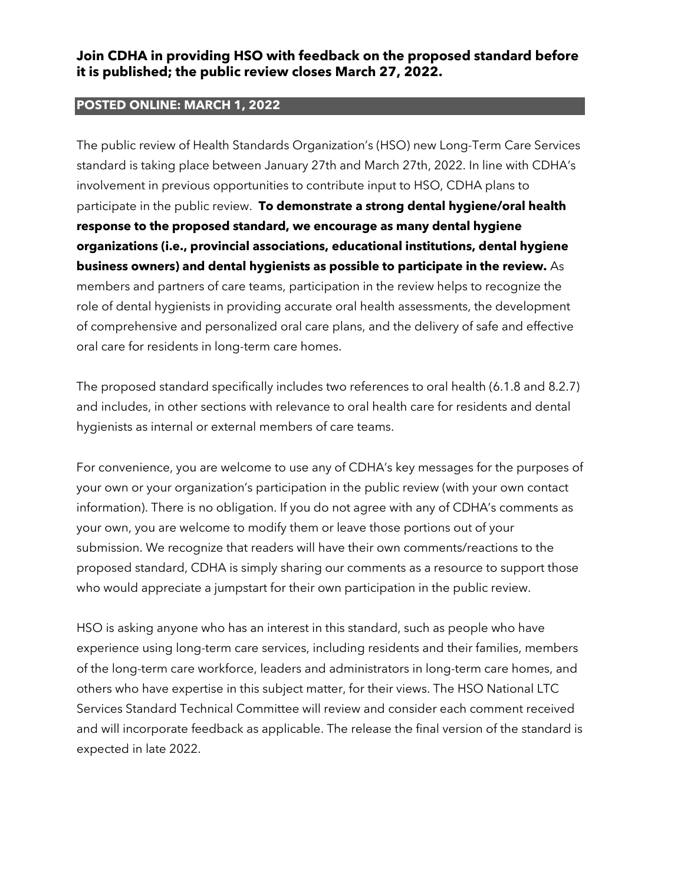**Join CDHA in providing HSO with feedback on the proposed standard before it is published; the public review closes March 27, 2022.**

**POSTED ONLINE: MARCH 1, 2022**

The public review of Health Standards Organization's (HSO) new Long-Term Care Services standard is taking place between January 27th and March 27th, 2022. In line with CDHA's involvement in previous opportunities to contribute input to HSO, CDHA plans to participate in the public review. **To demonstrate a strong dental hygiene/oral health response to the proposed standard, we encourage as many dental hygiene organizations (i.e., provincial associations, educational institutions, dental hygiene business owners) and dental hygienists as possible to participate in the review.** As members and partners of care teams, participation in the review helps to recognize the role of dental hygienists in providing accurate oral health assessments, the development of comprehensive and personalized oral care plans, and the delivery of safe and effective oral care for residents in long-term care homes.

The proposed standard specifically includes two references to oral health (6.1.8 and 8.2.7) and includes, in other sections with relevance to oral health care for residents and dental hygienists as internal or external members of care teams.

For convenience, you are welcome to use any of CDHA's key messages for the purposes of your own or your organization's participation in the public review (with your own contact information). There is no obligation. If you do not agree with any of CDHA's comments as your own, you are welcome to modify them or leave those portions out of your submission. We recognize that readers will have their own comments/reactions to the proposed standard, CDHA is simply sharing our comments as a resource to support those who would appreciate a jumpstart for their own participation in the public review.

HSO is asking anyone who has an interest in this standard, such as people who have experience using long-term care services, including residents and their families, members of the long-term care workforce, leaders and administrators in long-term care homes, and others who have expertise in this subject matter, for their views. The HSO National LTC Services Standard Technical Committee will review and consider each comment received and will incorporate feedback as applicable. The release the final version of the standard is expected in late 2022.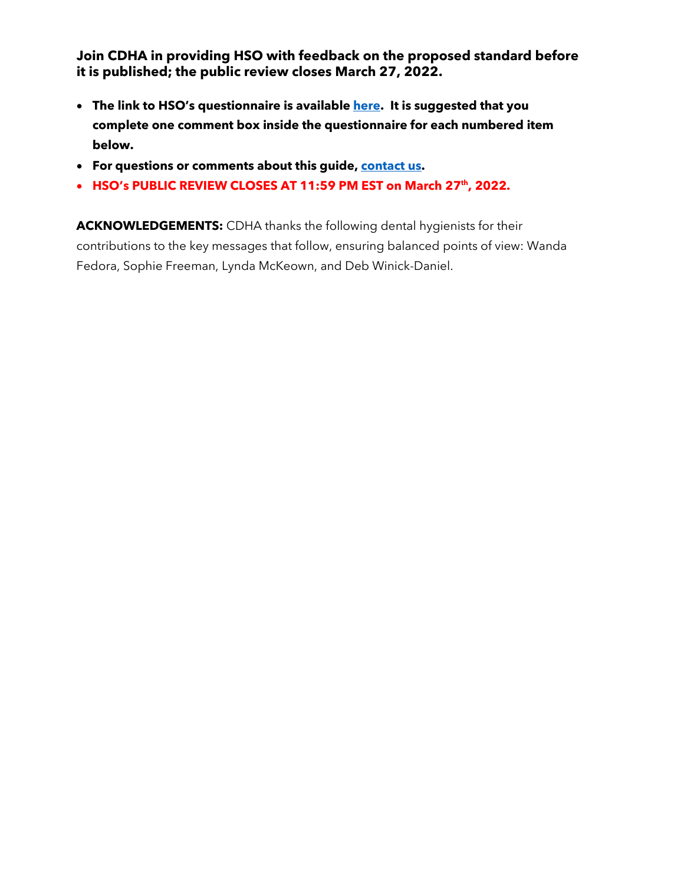**Join CDHA in providing HSO with feedback on the proposed standard before it is published; the public review closes March 27, 2022.**

- **The link to HSO's questionnaire is available here. It is suggested that you complete one comment box inside the questionnaire for each numbered item below.**
- **For questions or comments about this guide, contact us.**
- **HSO's PUBLIC REVIEW CLOSES AT 11:59 PM EST on March 27th, 2022.**

**ACKNOWLEDGEMENTS:** CDHA thanks the following dental hygienists for their contributions to the key messages that follow, ensuring balanced points of view: Wanda Fedora, Sophie Freeman, Lynda McKeown, and Deb Winick-Daniel.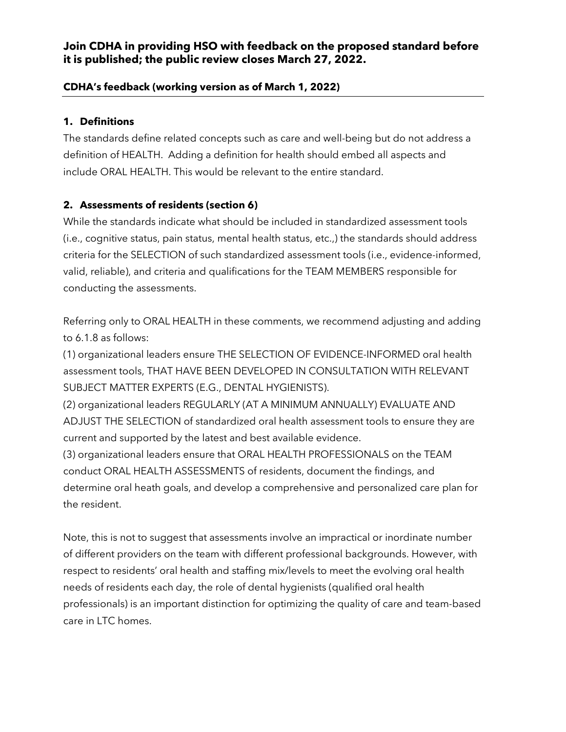**Join CDHA in providing HSO with feedback on the proposed standard before it is published; the public review closes March 27, 2022.**

**CDHA's feedback (working version as of March 1, 2022)**

---

### 1. Definitions

The standards define related concepts such as care and well-being but do not address a definition of HEALTH. Adding a definition for health should embed all aspects and include ORAL HEALTH. This would be relevant to the entire standard.

### 2. Assessments of residents (section 6)

While the standards indicate what should be included in standardized assessment tools (i.e., cognitive status, pain status, mental health status, etc.,) the standards should address criteria for the SELECTION of such standardized assessment tools (i.e., evidence-informed, valid, reliable), and criteria and qualifications for the TEAM MEMBERS responsible for conducting the assessments.

Referring only to ORAL HEALTH in these comments, we recommend adjusting and adding to 6.1.8 as follows:

(1) organizational leaders ensure THE SELECTION OF EVIDENCE-INFORMED oral health assessment tools, THAT HAVE BEEN DEVELOPED IN CONSULTATION WITH RELEVANT SUBJECT MATTER EXPERTS (E.G., DENTAL HYGIENISTS).

(2) organizational leaders REGULARLY (AT A MINIMUM ANNUALLY) EVALUATE AND ADJUST THE SELECTION of standardized oral health assessment tools to ensure they are current and supported by the latest and best available evidence.

(3) organizational leaders ensure that ORAL HEALTH PROFESSIONALS on the TEAM conduct ORAL HEALTH ASSESSMENTS of residents, document the findings, and determine oral heath goals, and develop a comprehensive and personalized care plan for the resident.

Note, this is not to suggest that assessments involve an impractical or inordinate number of different providers on the team with different professional backgrounds. However, with respect to residents' oral health and staffing mix/levels to meet the evolving oral health needs of residents each day, the role of dental hygienists (qualified oral health professionals) is an important distinction for optimizing the quality of care and team-based care in LTC homes.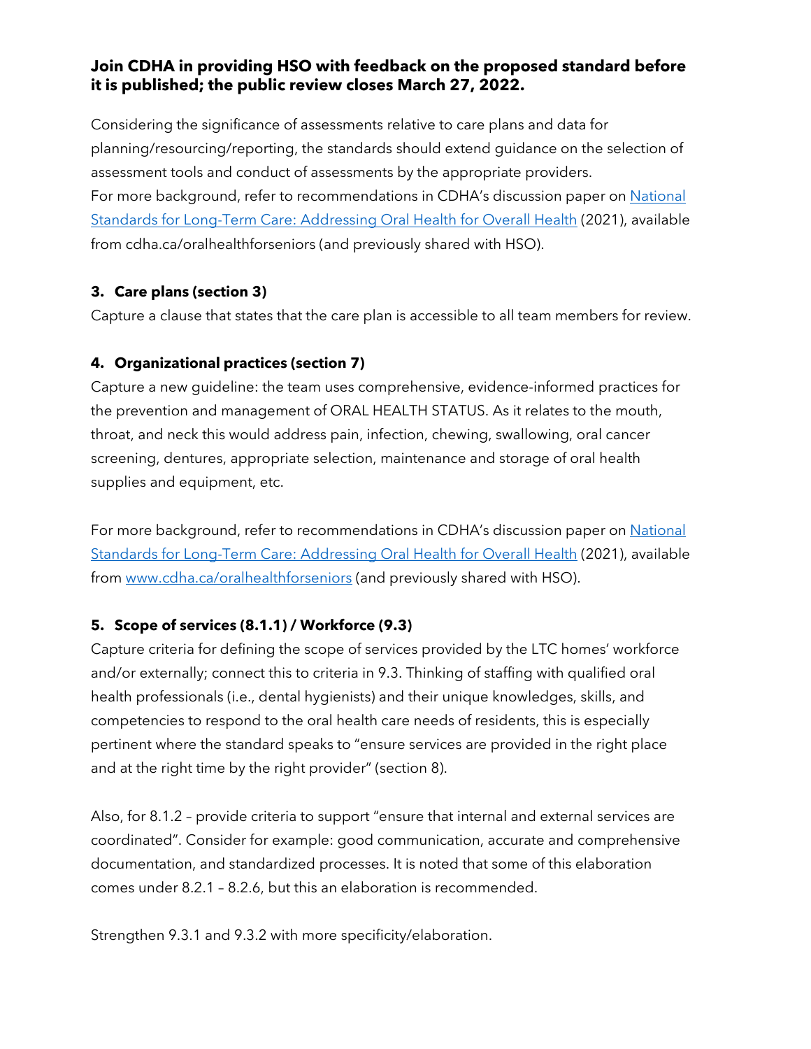**Join CDHA in providing HSO with feedback on the proposed standard before it is published; the public review closes March 27, 2022.**

Considering the significance of assessments relative to care plans and data for planning/resourcing/reporting, the standards should extend guidance on the selection of assessment tools and conduct of assessments by the appropriate providers.
For more background, refer to recommendations in CDHA's discussion paper on [National Standards for Long-Term Care: Addressing Oral Health for Overall Health](https://www.cdha.ca/oralhealthforseniors) (2021), available from cdha.ca/oralhealthforseniors (and previously shared with HSO).

### 3. Care plans (section 3)

Capture a clause that states that the care plan is accessible to all team members for review.

### 4. Organizational practices (section 7)

Capture a new guideline: the team uses comprehensive, evidence-informed practices for the prevention and management of ORAL HEALTH STATUS. As it relates to the mouth, throat, and neck this would address pain, infection, chewing, swallowing, oral cancer screening, dentures, appropriate selection, maintenance and storage of oral health supplies and equipment, etc.

For more background, refer to recommendations in CDHA's discussion paper on [National Standards for Long-Term Care: Addressing Oral Health for Overall Health](https://www.cdha.ca/oralhealthforseniors) (2021), available from [www.cdha.ca/oralhealthforseniors](https://www.cdha.ca/oralhealthforseniors) (and previously shared with HSO).

### 5. Scope of services (8.1.1) / Workforce (9.3)

Capture criteria for defining the scope of services provided by the LTC homes' workforce and/or externally; connect this to criteria in 9.3. Thinking of staffing with qualified oral health professionals (i.e., dental hygienists) and their unique knowledges, skills, and competencies to respond to the oral health care needs of residents, this is especially pertinent where the standard speaks to "ensure services are provided in the right place and at the right time by the right provider" (section 8).

Also, for 8.1.2 – provide criteria to support "ensure that internal and external services are coordinated". Consider for example: good communication, accurate and comprehensive documentation, and standardized processes. It is noted that some of this elaboration comes under 8.2.1 – 8.2.6, but this an elaboration is recommended.

Strengthen 9.3.1 and 9.3.2 with more specificity/elaboration.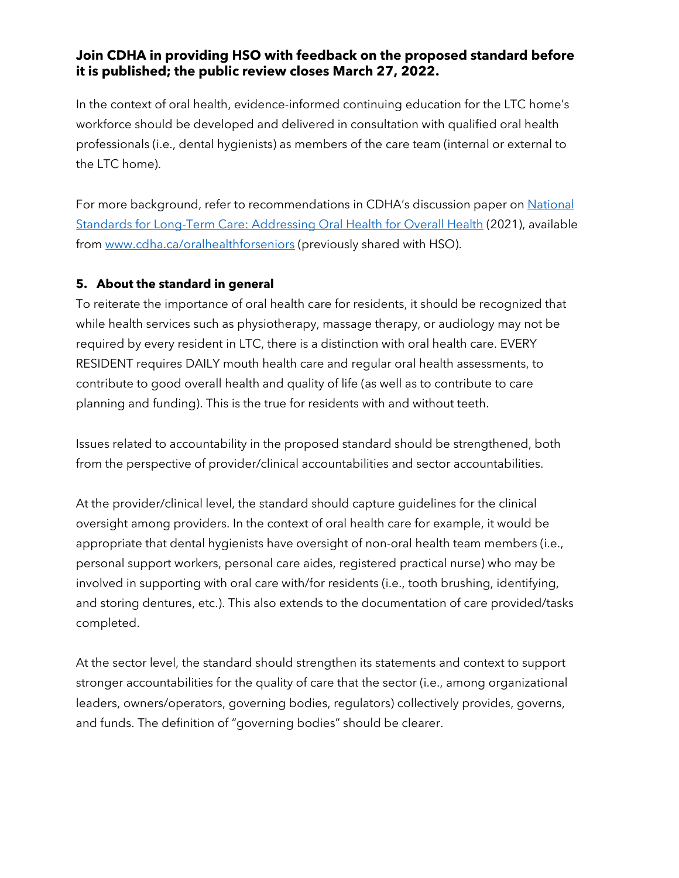**Join CDHA in providing HSO with feedback on the proposed standard before it is published; the public review closes March 27, 2022.**

In the context of oral health, evidence-informed continuing education for the LTC home's workforce should be developed and delivered in consultation with qualified oral health professionals (i.e., dental hygienists) as members of the care team (internal or external to the LTC home).

For more background, refer to recommendations in CDHA's discussion paper on [National Standards for Long-Term Care: Addressing Oral Health for Overall Health](www.cdha.ca/oralhealthforseniors) (2021), available from [www.cdha.ca/oralhealthforseniors](www.cdha.ca/oralhealthforseniors) (previously shared with HSO).

### 5. About the standard in general

To reiterate the importance of oral health care for residents, it should be recognized that while health services such as physiotherapy, massage therapy, or audiology may not be required by every resident in LTC, there is a distinction with oral health care. EVERY RESIDENT requires DAILY mouth health care and regular oral health assessments, to contribute to good overall health and quality of life (as well as to contribute to care planning and funding). This is the true for residents with and without teeth.

Issues related to accountability in the proposed standard should be strengthened, both from the perspective of provider/clinical accountabilities and sector accountabilities.

At the provider/clinical level, the standard should capture guidelines for the clinical oversight among providers. In the context of oral health care for example, it would be appropriate that dental hygienists have oversight of non-oral health team members (i.e., personal support workers, personal care aides, registered practical nurse) who may be involved in supporting with oral care with/for residents (i.e., tooth brushing, identifying, and storing dentures, etc.). This also extends to the documentation of care provided/tasks completed.

At the sector level, the standard should strengthen its statements and context to support stronger accountabilities for the quality of care that the sector (i.e., among organizational leaders, owners/operators, governing bodies, regulators) collectively provides, governs, and funds. The definition of "governing bodies" should be clearer.